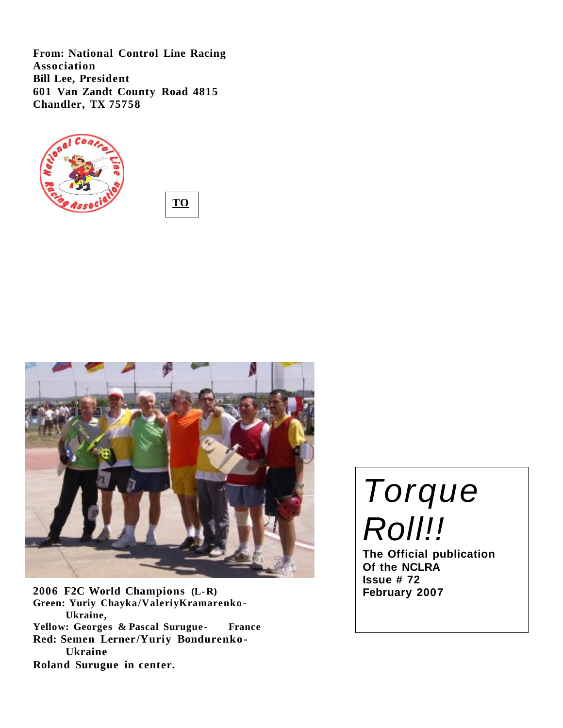**From: National Control Line Racing Association**
**Bill Lee, President**
**601 Van Zandt County Road 4815**
**Chandler, TX 75758**

**TO**

**2006 F2C World Champions (L-R)**
**Green: Yuriy Chayka/ValeriyKramarenko-Ukraine,**
**Yellow: Georges & Pascal Surugue- France**
**Red: Semen Lerner/Yuriy Bondurenko-Ukraine**
**Roland Surugue in center.**

# *Torque Roll!!*

**The Official publication Of the NCLRA**
**Issue # 72**
**February 2007**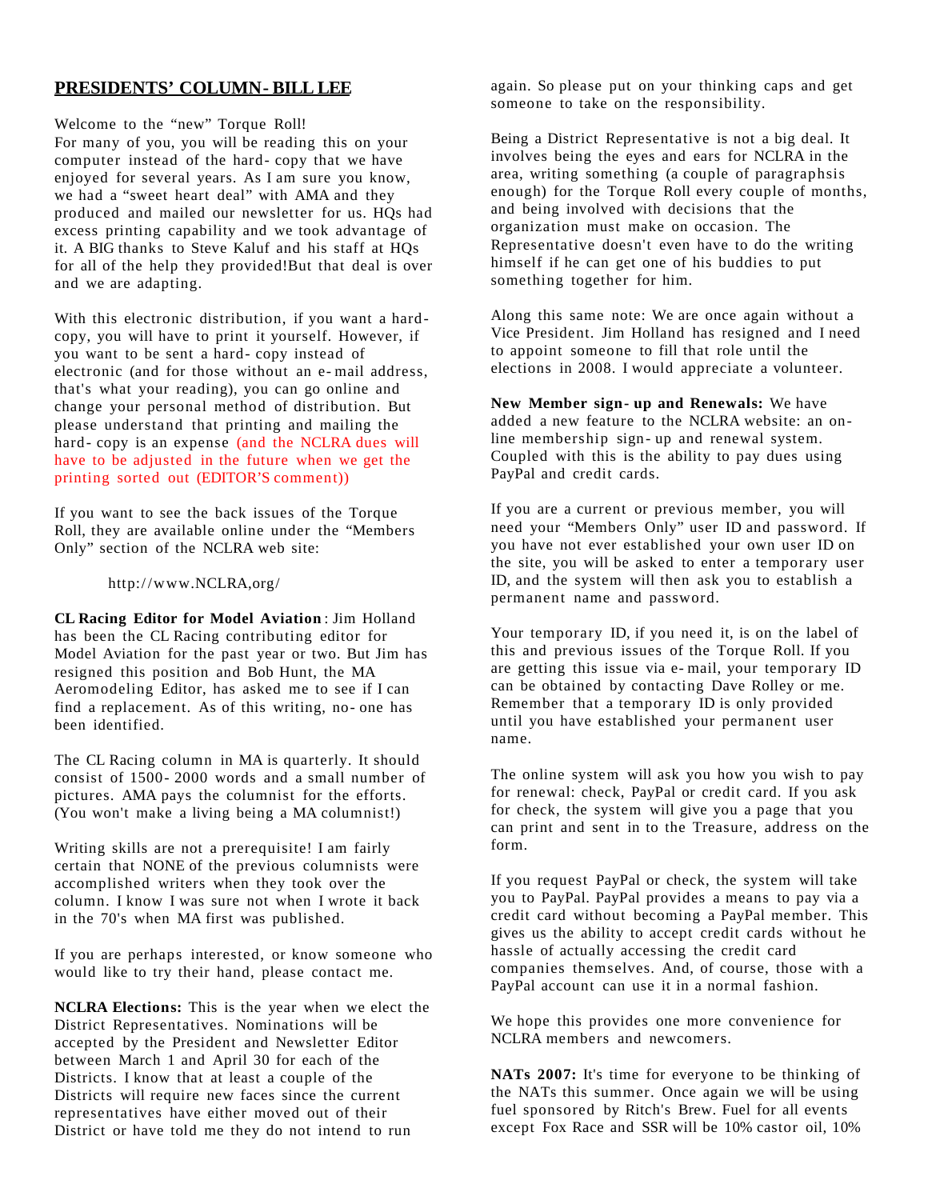## PRESIDENTS' COLUMN- BILL LEE

Welcome to the "new" Torque Roll!

For many of you, you will be reading this on your computer instead of the hard- copy that we have enjoyed for several years. As I am sure you know, we had a "sweet heart deal" with AMA and they produced and mailed our newsletter for us. HQs had excess printing capability and we took advantage of it. A BIG thanks to Steve Kaluf and his staff at HQs for all of the help they provided!But that deal is over and we are adapting.

With this electronic distribution, if you want a hard-copy, you will have to print it yourself. However, if you want to be sent a hard- copy instead of electronic (and for those without an e- mail address, that's what your reading), you can go online and change your personal method of distribution. But please understand that printing and mailing the hard- copy is an expense (and the NCLRA dues will have to be adjusted in the future when we get the printing sorted out (EDITOR'S comment))

If you want to see the back issues of the Torque Roll, they are available online under the "Members Only" section of the NCLRA web site:

http://www.NCLRA,org/

**CL Racing Editor for Model Aviation**: Jim Holland has been the CL Racing contributing editor for Model Aviation for the past year or two. But Jim has resigned this position and Bob Hunt, the MA Aeromodeling Editor, has asked me to see if I can find a replacement. As of this writing, no- one has been identified.

The CL Racing column in MA is quarterly. It should consist of 1500- 2000 words and a small number of pictures. AMA pays the columnist for the efforts. (You won't make a living being a MA columnist!)

Writing skills are not a prerequisite! I am fairly certain that NONE of the previous columnists were accomplished writers when they took over the column. I know I was sure not when I wrote it back in the 70's when MA first was published.

If you are perhaps interested, or know someone who would like to try their hand, please contact me.

**NCLRA Elections:** This is the year when we elect the District Representatives. Nominations will be accepted by the President and Newsletter Editor between March 1 and April 30 for each of the Districts. I know that at least a couple of the Districts will require new faces since the current representatives have either moved out of their District or have told me they do not intend to run again. So please put on your thinking caps and get someone to take on the responsibility.

Being a District Representative is not a big deal. It involves being the eyes and ears for NCLRA in the area, writing something (a couple of paragraphsis enough) for the Torque Roll every couple of months, and being involved with decisions that the organization must make on occasion. The Representative doesn't even have to do the writing himself if he can get one of his buddies to put something together for him.

Along this same note: We are once again without a Vice President. Jim Holland has resigned and I need to appoint someone to fill that role until the elections in 2008. I would appreciate a volunteer.

**New Member sign- up and Renewals:** We have added a new feature to the NCLRA website: an on-line membership sign- up and renewal system. Coupled with this is the ability to pay dues using PayPal and credit cards.

If you are a current or previous member, you will need your "Members Only" user ID and password. If you have not ever established your own user ID on the site, you will be asked to enter a temporary user ID, and the system will then ask you to establish a permanent name and password.

Your temporary ID, if you need it, is on the label of this and previous issues of the Torque Roll. If you are getting this issue via e- mail, your temporary ID can be obtained by contacting Dave Rolley or me. Remember that a temporary ID is only provided until you have established your permanent user name.

The online system will ask you how you wish to pay for renewal: check, PayPal or credit card. If you ask for check, the system will give you a page that you can print and sent in to the Treasure, address on the form.

If you request PayPal or check, the system will take you to PayPal. PayPal provides a means to pay via a credit card without becoming a PayPal member. This gives us the ability to accept credit cards without he hassle of actually accessing the credit card companies themselves. And, of course, those with a PayPal account can use it in a normal fashion.

We hope this provides one more convenience for NCLRA members and newcomers.

**NATs 2007:** It's time for everyone to be thinking of the NATs this summer. Once again we will be using fuel sponsored by Ritch's Brew. Fuel for all events except Fox Race and SSR will be 10% castor oil, 10%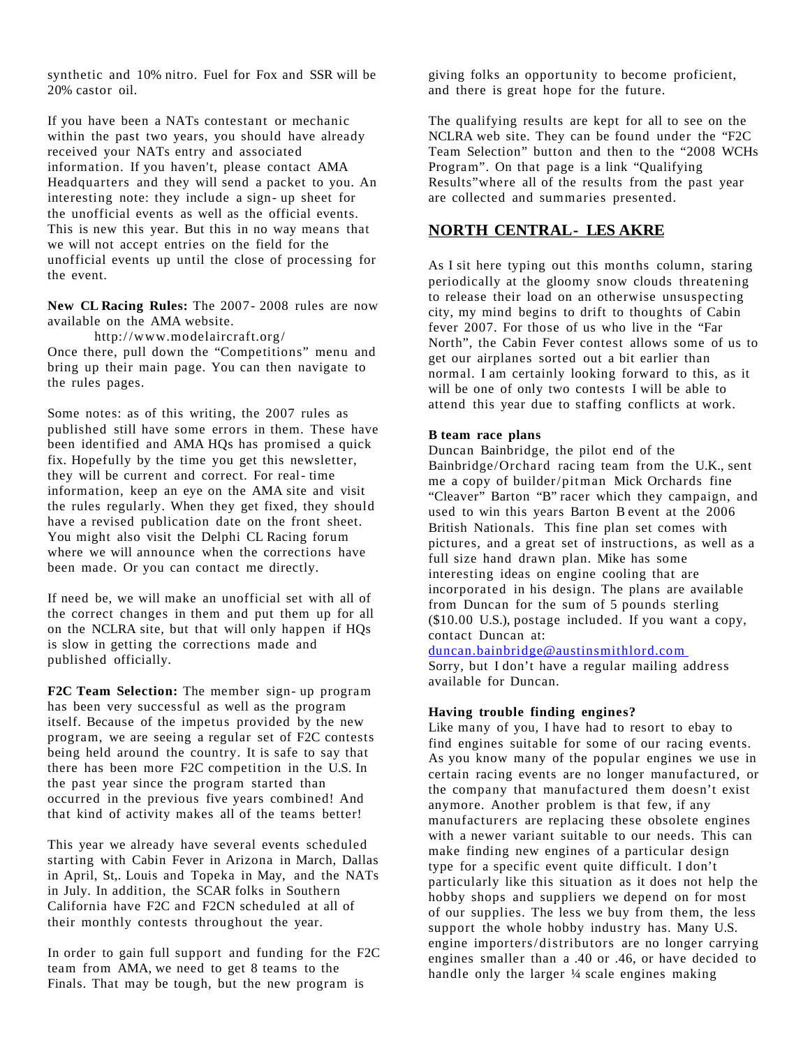synthetic and 10% nitro. Fuel for Fox and SSR will be 20% castor oil.

If you have been a NATs contestant or mechanic within the past two years, you should have already received your NATs entry and associated information. If you haven't, please contact AMA Headquarters and they will send a packet to you. An interesting note: they include a sign-up sheet for the unofficial events as well as the official events. This is new this year. But this in no way means that we will not accept entries on the field for the unofficial events up until the close of processing for the event.

**New CL Racing Rules:** The 2007-2008 rules are now available on the AMA website.

http://www.modelaircraft.org/

Once there, pull down the "Competitions" menu and bring up their main page. You can then navigate to the rules pages.

Some notes: as of this writing, the 2007 rules as published still have some errors in them. These have been identified and AMA HQs has promised a quick fix. Hopefully by the time you get this newsletter, they will be current and correct. For real-time information, keep an eye on the AMA site and visit the rules regularly. When they get fixed, they should have a revised publication date on the front sheet. You might also visit the Delphi CL Racing forum where we will announce when the corrections have been made. Or you can contact me directly.

If need be, we will make an unofficial set with all of the correct changes in them and put them up for all on the NCLRA site, but that will only happen if HQs is slow in getting the corrections made and published officially.

**F2C Team Selection:** The member sign-up program has been very successful as well as the program itself. Because of the impetus provided by the new program, we are seeing a regular set of F2C contests being held around the country. It is safe to say that there has been more F2C competition in the U.S. In the past year since the program started than occurred in the previous five years combined! And that kind of activity makes all of the teams better!

This year we already have several events scheduled starting with Cabin Fever in Arizona in March, Dallas in April, St,. Louis and Topeka in May, and the NATs in July. In addition, the SCAR folks in Southern California have F2C and F2CN scheduled at all of their monthly contests throughout the year.

In order to gain full support and funding for the F2C team from AMA, we need to get 8 teams to the Finals. That may be tough, but the new program is giving folks an opportunity to become proficient, and there is great hope for the future.

The qualifying results are kept for all to see on the NCLRA web site. They can be found under the "F2C Team Selection" button and then to the "2008 WCHs Program". On that page is a link "Qualifying Results"where all of the results from the past year are collected and summaries presented.

## NORTH CENTRAL- LES AKRE

As I sit here typing out this months column, staring periodically at the gloomy snow clouds threatening to release their load on an otherwise unsuspecting city, my mind begins to drift to thoughts of Cabin fever 2007. For those of us who live in the "Far North", the Cabin Fever contest allows some of us to get our airplanes sorted out a bit earlier than normal. I am certainly looking forward to this, as it will be one of only two contests I will be able to attend this year due to staffing conflicts at work.

**B team race plans**

Duncan Bainbridge, the pilot end of the Bainbridge/Orchard racing team from the U.K., sent me a copy of builder/pitman Mick Orchards fine "Cleaver" Barton "B" racer which they campaign, and used to win this years Barton B event at the 2006 British Nationals. This fine plan set comes with pictures, and a great set of instructions, as well as a full size hand drawn plan. Mike has some interesting ideas on engine cooling that are incorporated in his design. The plans are available from Duncan for the sum of 5 pounds sterling ($10.00 U.S.), postage included. If you want a copy, contact Duncan at:

duncan.bainbridge@austinsmithlord.com

Sorry, but I don't have a regular mailing address available for Duncan.

**Having trouble finding engines?**

Like many of you, I have had to resort to ebay to find engines suitable for some of our racing events. As you know many of the popular engines we use in certain racing events are no longer manufactured, or the company that manufactured them doesn't exist anymore. Another problem is that few, if any manufacturers are replacing these obsolete engines with a newer variant suitable to our needs. This can make finding new engines of a particular design type for a specific event quite difficult. I don't particularly like this situation as it does not help the hobby shops and suppliers we depend on for most of our supplies. The less we buy from them, the less support the whole hobby industry has. Many U.S. engine importers/distributors are no longer carrying engines smaller than a .40 or .46, or have decided to handle only the larger ¼ scale engines making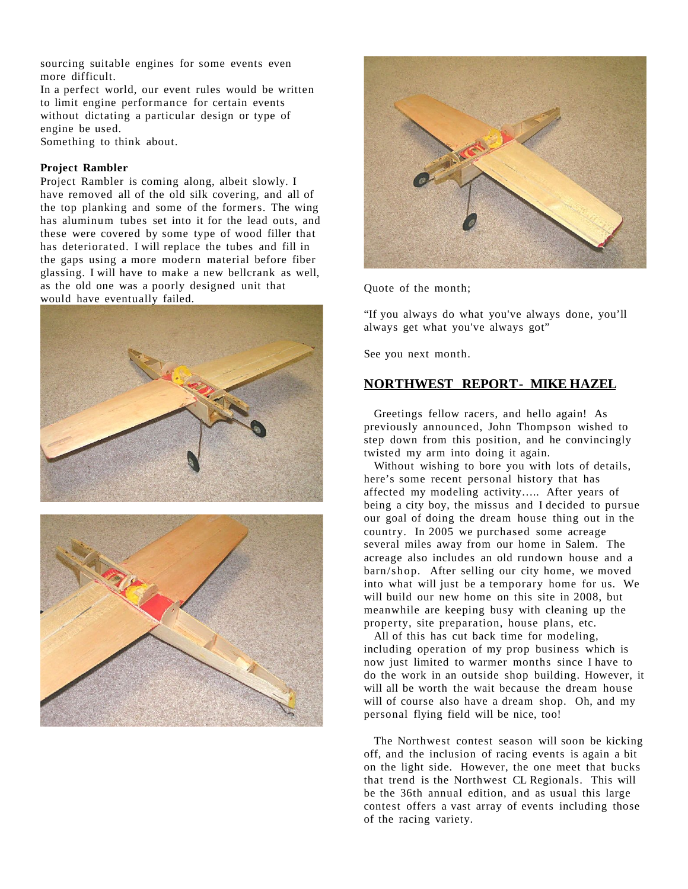sourcing suitable engines for some events even more difficult.
In a perfect world, our event rules would be written to limit engine performance for certain events without dictating a particular design or type of engine be used.
Something to think about.

**Project Rambler**
Project Rambler is coming along, albeit slowly. I have removed all of the old silk covering, and all of the top planking and some of the formers. The wing has aluminum tubes set into it for the lead outs, and these were covered by some type of wood filler that has deteriorated. I will replace the tubes and fill in the gaps using a more modern material before fiber glassing. I will have to make a new bellcrank as well, as the old one was a poorly designed unit that would have eventually failed.

Quote of the month;

"If you always do what you've always done, you'll always get what you've always got"

See you next month.

## NORTHWEST REPORT - MIKE HAZEL

Greetings fellow racers, and hello again! As previously announced, John Thompson wished to step down from this position, and he convincingly twisted my arm into doing it again.

Without wishing to bore you with lots of details, here's some recent personal history that has affected my modeling activity….. After years of being a city boy, the missus and I decided to pursue our goal of doing the dream house thing out in the country. In 2005 we purchased some acreage several miles away from our home in Salem. The acreage also includes an old rundown house and a barn/shop. After selling our city home, we moved into what will just be a temporary home for us. We will build our new home on this site in 2008, but meanwhile are keeping busy with cleaning up the property, site preparation, house plans, etc.

All of this has cut back time for modeling, including operation of my prop business which is now just limited to warmer months since I have to do the work in an outside shop building. However, it will all be worth the wait because the dream house will of course also have a dream shop. Oh, and my personal flying field will be nice, too!

The Northwest contest season will soon be kicking off, and the inclusion of racing events is again a bit on the light side. However, the one meet that bucks that trend is the Northwest CL Regionals. This will be the 36th annual edition, and as usual this large contest offers a vast array of events including those of the racing variety.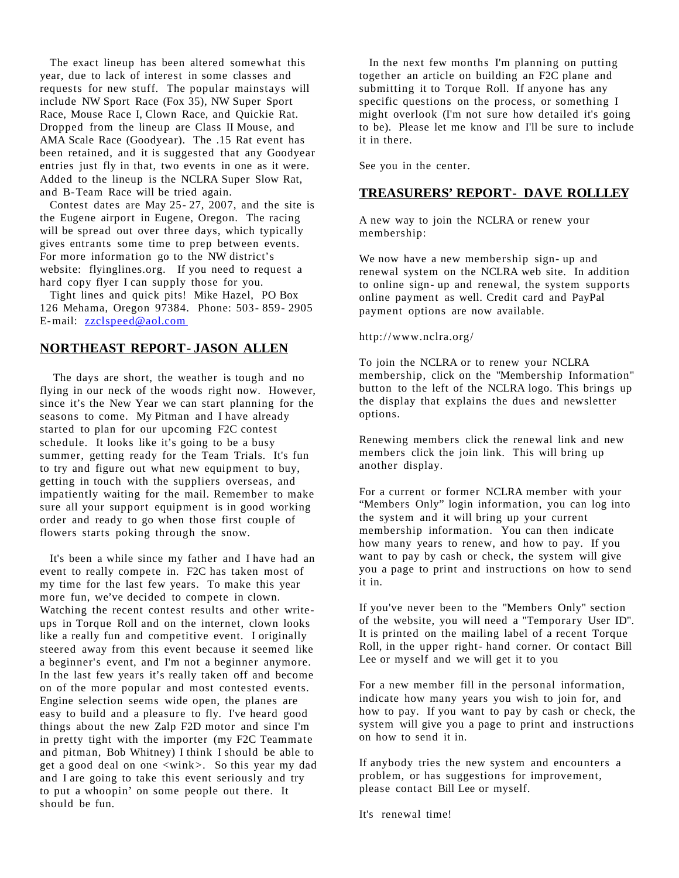The exact lineup has been altered somewhat this year, due to lack of interest in some classes and requests for new stuff. The popular mainstays will include NW Sport Race (Fox 35), NW Super Sport Race, Mouse Race I, Clown Race, and Quickie Rat. Dropped from the lineup are Class II Mouse, and AMA Scale Race (Goodyear). The .15 Rat event has been retained, and it is suggested that any Goodyear entries just fly in that, two events in one as it were. Added to the lineup is the NCLRA Super Slow Rat, and B-Team Race will be tried again.

Contest dates are May 25-27, 2007, and the site is the Eugene airport in Eugene, Oregon. The racing will be spread out over three days, which typically gives entrants some time to prep between events. For more information go to the NW district's website: flyinglines.org. If you need to request a hard copy flyer I can supply those for you.

Tight lines and quick pits! Mike Hazel, PO Box 126 Mehama, Oregon 97384. Phone: 503-859-2905 E-mail: zzclspeed@aol.com

## NORTHEAST REPORT- JASON ALLEN

The days are short, the weather is tough and no flying in our neck of the woods right now. However, since it's the New Year we can start planning for the seasons to come. My Pitman and I have already started to plan for our upcoming F2C contest schedule. It looks like it's going to be a busy summer, getting ready for the Team Trials. It's fun to try and figure out what new equipment to buy, getting in touch with the suppliers overseas, and impatiently waiting for the mail. Remember to make sure all your support equipment is in good working order and ready to go when those first couple of flowers starts poking through the snow.

It's been a while since my father and I have had an event to really compete in. F2C has taken most of my time for the last few years. To make this year more fun, we've decided to compete in clown. Watching the recent contest results and other write-ups in Torque Roll and on the internet, clown looks like a really fun and competitive event. I originally steered away from this event because it seemed like a beginner's event, and I'm not a beginner anymore. In the last few years it's really taken off and become on of the more popular and most contested events. Engine selection seems wide open, the planes are easy to build and a pleasure to fly. I've heard good things about the new Zalp F2D motor and since I'm in pretty tight with the importer (my F2C Teammate and pitman, Bob Whitney) I think I should be able to get a good deal on one <wink>. So this year my dad and I are going to take this event seriously and try to put a whoopin' on some people out there. It should be fun.

In the next few months I'm planning on putting together an article on building an F2C plane and submitting it to Torque Roll. If anyone has any specific questions on the process, or something I might overlook (I'm not sure how detailed it's going to be). Please let me know and I'll be sure to include it in there.

See you in the center.

## TREASURERS' REPORT- DAVE ROLLLEY

A new way to join the NCLRA or renew your membership:

We now have a new membership sign-up and renewal system on the NCLRA web site. In addition to online sign-up and renewal, the system supports online payment as well. Credit card and PayPal payment options are now available.

http://www.nclra.org/

To join the NCLRA or to renew your NCLRA membership, click on the "Membership Information" button to the left of the NCLRA logo. This brings up the display that explains the dues and newsletter options.

Renewing members click the renewal link and new members click the join link. This will bring up another display.

For a current or former NCLRA member with your "Members Only" login information, you can log into the system and it will bring up your current membership information. You can then indicate how many years to renew, and how to pay. If you want to pay by cash or check, the system will give you a page to print and instructions on how to send it in.

If you've never been to the "Members Only" section of the website, you will need a "Temporary User ID". It is printed on the mailing label of a recent Torque Roll, in the upper right-hand corner. Or contact Bill Lee or myself and we will get it to you

For a new member fill in the personal information, indicate how many years you wish to join for, and how to pay. If you want to pay by cash or check, the system will give you a page to print and instructions on how to send it in.

If anybody tries the new system and encounters a problem, or has suggestions for improvement, please contact Bill Lee or myself.

It's renewal time!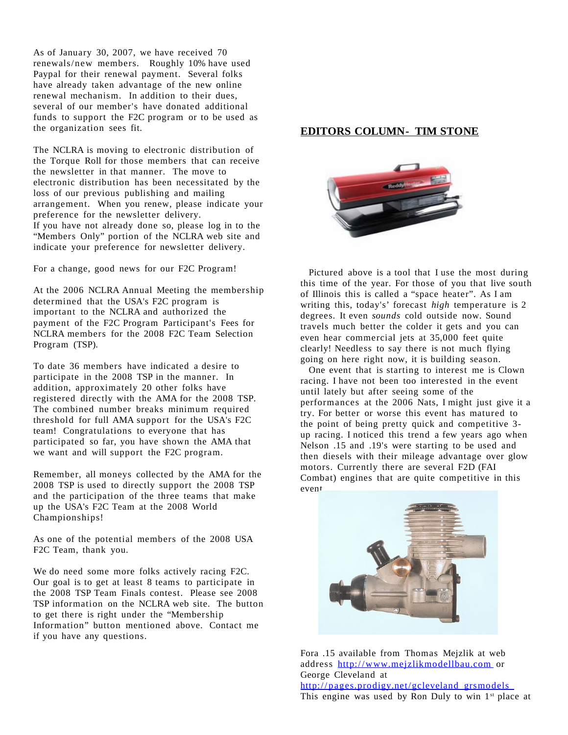As of January 30, 2007, we have received 70 renewals/new members. Roughly 10% have used Paypal for their renewal payment. Several folks have already taken advantage of the new online renewal mechanism. In addition to their dues, several of our member's have donated additional funds to support the F2C program or to be used as the organization sees fit.

The NCLRA is moving to electronic distribution of the Torque Roll for those members that can receive the newsletter in that manner. The move to electronic distribution has been necessitated by the loss of our previous publishing and mailing arrangement. When you renew, please indicate your preference for the newsletter delivery.
If you have not already done so, please log in to the "Members Only" portion of the NCLRA web site and indicate your preference for newsletter delivery.

For a change, good news for our F2C Program!

At the 2006 NCLRA Annual Meeting the membership determined that the USA's F2C program is important to the NCLRA and authorized the payment of the F2C Program Participant's Fees for NCLRA members for the 2008 F2C Team Selection Program (TSP).

To date 36 members have indicated a desire to participate in the 2008 TSP in the manner. In addition, approximately 20 other folks have registered directly with the AMA for the 2008 TSP. The combined number breaks minimum required threshold for full AMA support for the USA's F2C team! Congratulations to everyone that has participated so far, you have shown the AMA that we want and will support the F2C program.

Remember, all moneys collected by the AMA for the 2008 TSP is used to directly support the 2008 TSP and the participation of the three teams that make up the USA's F2C Team at the 2008 World Championships!

As one of the potential members of the 2008 USA F2C Team, thank you.

We do need some more folks actively racing F2C. Our goal is to get at least 8 teams to participate in the 2008 TSP Team Finals contest. Please see 2008 TSP information on the NCLRA web site. The button to get there is right under the "Membership Information" button mentioned above. Contact me if you have any questions.

## EDITORS COLUMN- TIM STONE

Pictured above is a tool that I use the most during this time of the year. For those of you that live south of Illinois this is called a "space heater". As I am writing this, today's' forecast *high* temperature is 2 degrees. It even *sounds* cold outside now. Sound travels much better the colder it gets and you can even hear commercial jets at 35,000 feet quite clearly! Needless to say there is not much flying going on here right now, it is building season.

One event that is starting to interest me is Clown racing. I have not been too interested in the event until lately but after seeing some of the performances at the 2006 Nats, I might just give it a try. For better or worse this event has matured to the point of being pretty quick and competitive 3-up racing. I noticed this trend a few years ago when Nelson .15 and .19's were starting to be used and then diesels with their mileage advantage over glow motors. Currently there are several F2D (FAI Combat) engines that are quite competitive in this event.

Fora .15 available from Thomas Mejzlik at web address http://www.mejzlikmodellbau.com or George Cleveland at http://pages.prodigy.net/gcleveland_grsmodels
This engine was used by Ron Duly to win 1st place at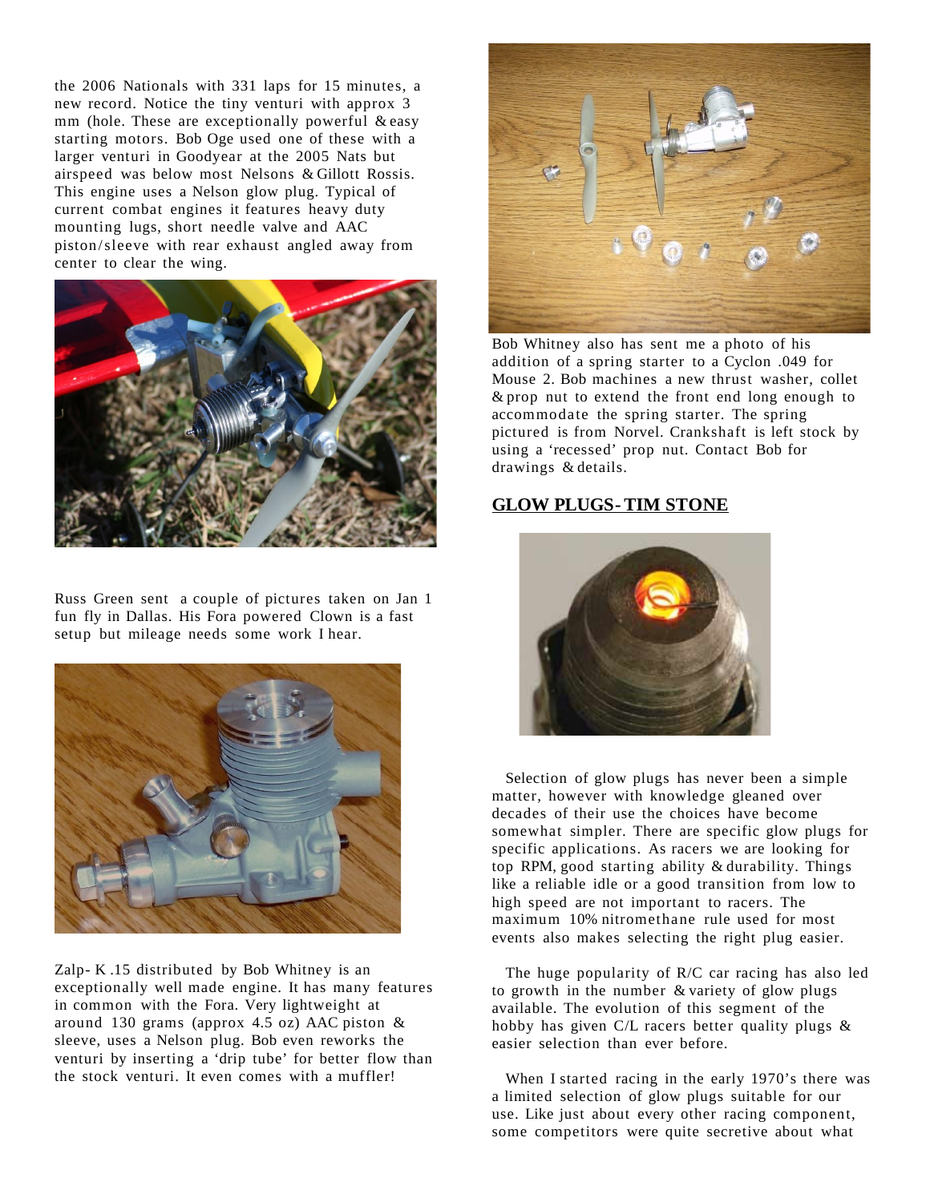the 2006 Nationals with 331 laps for 15 minutes, a new record. Notice the tiny venturi with approx 3 mm (hole. These are exceptionally powerful & easy starting motors. Bob Oge used one of these with a larger venturi in Goodyear at the 2005 Nats but airspeed was below most Nelsons & Gillott Rossis. This engine uses a Nelson glow plug. Typical of current combat engines it features heavy duty mounting lugs, short needle valve and AAC piston/sleeve with rear exhaust angled away from center to clear the wing.

Russ Green sent a couple of pictures taken on Jan 1 fun fly in Dallas. His Fora powered Clown is a fast setup but mileage needs some work I hear.

Zalp- K .15 distributed by Bob Whitney is an exceptionally well made engine. It has many features in common with the Fora. Very lightweight at around 130 grams (approx 4.5 oz) AAC piston & sleeve, uses a Nelson plug. Bob even reworks the venturi by inserting a 'drip tube' for better flow than the stock venturi. It even comes with a muffler!

Bob Whitney also has sent me a photo of his addition of a spring starter to a Cyclon .049 for Mouse 2. Bob machines a new thrust washer, collet & prop nut to extend the front end long enough to accommodate the spring starter. The spring pictured is from Norvel. Crankshaft is left stock by using a 'recessed' prop nut. Contact Bob for drawings & details.

## GLOW PLUGS- TIM STONE

Selection of glow plugs has never been a simple matter, however with knowledge gleaned over decades of their use the choices have become somewhat simpler. There are specific glow plugs for specific applications. As racers we are looking for top RPM, good starting ability & durability. Things like a reliable idle or a good transition from low to high speed are not important to racers. The maximum 10% nitromethane rule used for most events also makes selecting the right plug easier.

The huge popularity of R/C car racing has also led to growth in the number & variety of glow plugs available. The evolution of this segment of the hobby has given C/L racers better quality plugs & easier selection than ever before.

When I started racing in the early 1970's there was a limited selection of glow plugs suitable for our use. Like just about every other racing component, some competitors were quite secretive about what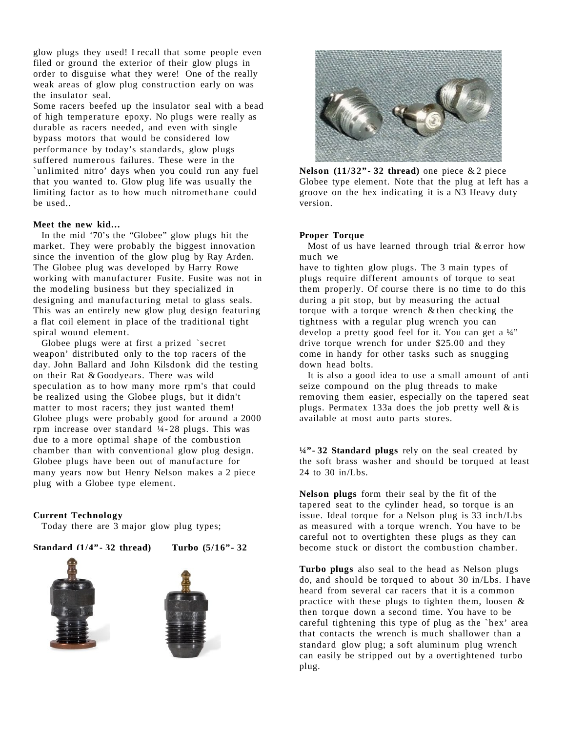glow plugs they used! I recall that some people even filed or ground the exterior of their glow plugs in order to disguise what they were! One of the really weak areas of glow plug construction early on was the insulator seal.

Some racers beefed up the insulator seal with a bead of high temperature epoxy. No plugs were really as durable as racers needed, and even with single bypass motors that would be considered low performance by today's standards, glow plugs suffered numerous failures. These were in the `unlimited nitro' days when you could run any fuel that you wanted to. Glow plug life was usually the limiting factor as to how much nitromethane could be used..

**Meet the new kid…**

In the mid '70's the "Globee" glow plugs hit the market. They were probably the biggest innovation since the invention of the glow plug by Ray Arden. The Globee plug was developed by Harry Rowe working with manufacturer Fusite. Fusite was not in the modeling business but they specialized in designing and manufacturing metal to glass seals. This was an entirely new glow plug design featuring a flat coil element in place of the traditional tight spiral wound element.

Globee plugs were at first a prized `secret weapon' distributed only to the top racers of the day. John Ballard and John Kilsdonk did the testing on their Rat & Goodyears. There was wild speculation as to how many more rpm's that could be realized using the Globee plugs, but it didn't matter to most racers; they just wanted them! Globee plugs were probably good for around a 2000 rpm increase over standard ¼-28 plugs. This was due to a more optimal shape of the combustion chamber than with conventional glow plug design. Globee plugs have been out of manufacture for many years now but Henry Nelson makes a 2 piece plug with a Globee type element.

**Current Technology**

Today there are 3 major glow plug types;

**Standard (1/4"-32 thread)** **Turbo (5/16"-32**

**Nelson (11/32"-32 thread)** one piece & 2 piece Globee type element. Note that the plug at left has a groove on the hex indicating it is a N3 Heavy duty version.

**Proper Torque**

Most of us have learned through trial & error how much we have to tighten glow plugs. The 3 main types of plugs require different amounts of torque to seat them properly. Of course there is no time to do this during a pit stop, but by measuring the actual torque with a torque wrench & then checking the tightness with a regular plug wrench you can develop a pretty good feel for it. You can get a ¼" drive torque wrench for under $25.00 and they come in handy for other tasks such as snugging down head bolts.

It is also a good idea to use a small amount of anti seize compound on the plug threads to make removing them easier, especially on the tapered seat plugs. Permatex 133a does the job pretty well & is available at most auto parts stores.

**¼"-32 Standard plugs** rely on the seal created by the soft brass washer and should be torqued at least 24 to 30 in/Lbs.

**Nelson plugs** form their seal by the fit of the tapered seat to the cylinder head, so torque is an issue. Ideal torque for a Nelson plug is 33 inch/Lbs as measured with a torque wrench. You have to be careful not to overtighten these plugs as they can become stuck or distort the combustion chamber.

**Turbo plugs** also seal to the head as Nelson plugs do, and should be torqued to about 30 in/Lbs. I have heard from several car racers that it is a common practice with these plugs to tighten them, loosen & then torque down a second time. You have to be careful tightening this type of plug as the `hex' area that contacts the wrench is much shallower than a standard glow plug; a soft aluminum plug wrench can easily be stripped out by a overtightened turbo plug.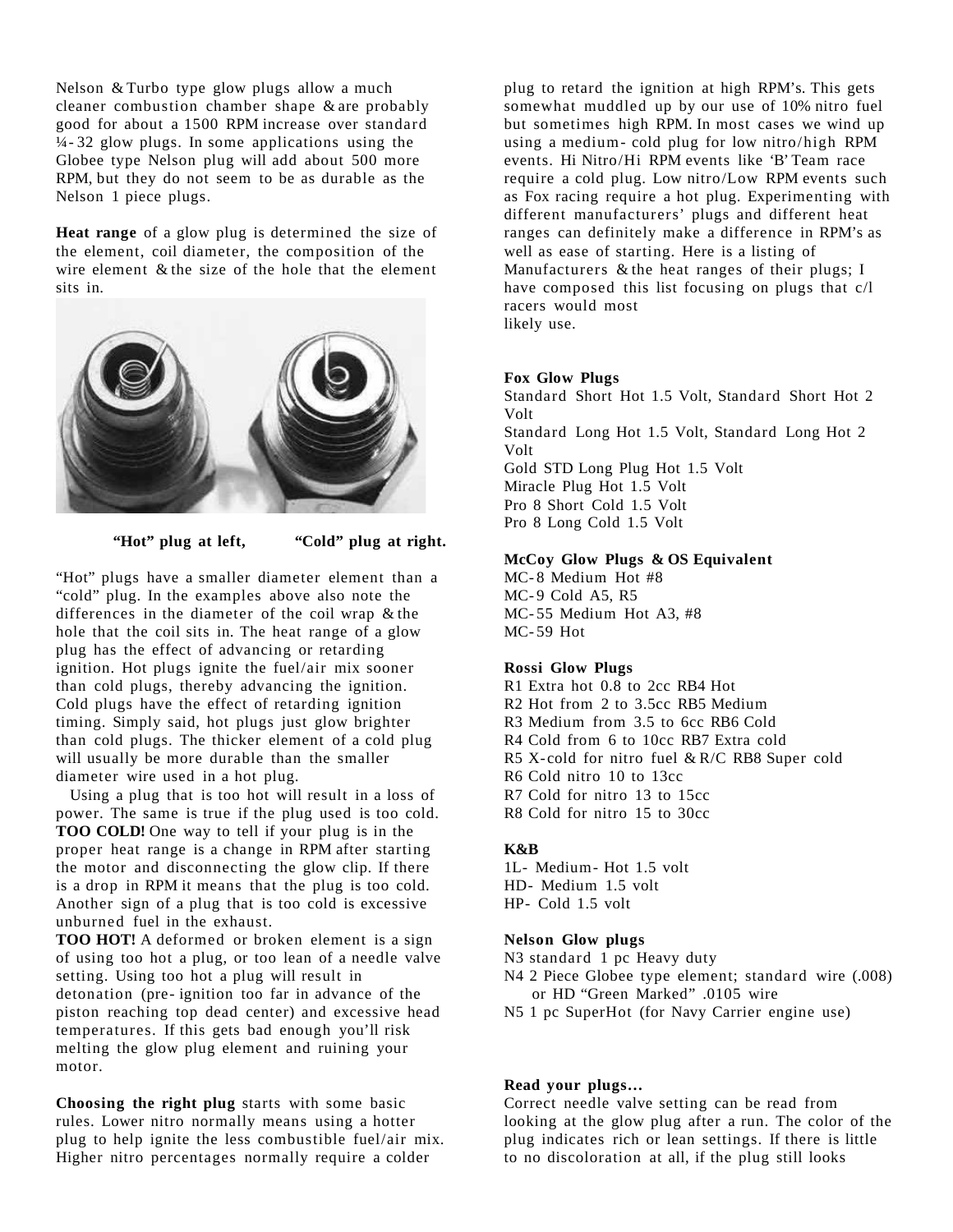Nelson & Turbo type glow plugs allow a much cleaner combustion chamber shape & are probably good for about a 1500 RPM increase over standard ¼-32 glow plugs. In some applications using the Globee type Nelson plug will add about 500 more RPM, but they do not seem to be as durable as the Nelson 1 piece plugs.

**Heat range** of a glow plug is determined the size of the element, coil diameter, the composition of the wire element & the size of the hole that the element sits in.

**"Hot" plug at left, "Cold" plug at right.**

"Hot" plugs have a smaller diameter element than a "cold" plug. In the examples above also note the differences in the diameter of the coil wrap & the hole that the coil sits in. The heat range of a glow plug has the effect of advancing or retarding ignition. Hot plugs ignite the fuel/air mix sooner than cold plugs, thereby advancing the ignition. Cold plugs have the effect of retarding ignition timing. Simply said, hot plugs just glow brighter than cold plugs. The thicker element of a cold plug will usually be more durable than the smaller diameter wire used in a hot plug.

Using a plug that is too hot will result in a loss of power. The same is true if the plug used is too cold. **TOO COLD!** One way to tell if your plug is in the proper heat range is a change in RPM after starting the motor and disconnecting the glow clip. If there is a drop in RPM it means that the plug is too cold. Another sign of a plug that is too cold is excessive unburned fuel in the exhaust.

**TOO HOT!** A deformed or broken element is a sign of using too hot a plug, or too lean of a needle valve setting. Using too hot a plug will result in detonation (pre-ignition too far in advance of the piston reaching top dead center) and excessive head temperatures. If this gets bad enough you'll risk melting the glow plug element and ruining your motor.

**Choosing the right plug** starts with some basic rules. Lower nitro normally means using a hotter plug to help ignite the less combustible fuel/air mix. Higher nitro percentages normally require a colder plug to retard the ignition at high RPM's. This gets somewhat muddled up by our use of 10% nitro fuel but sometimes high RPM. In most cases we wind up using a medium-cold plug for low nitro/high RPM events. Hi Nitro/Hi RPM events like 'B' Team race require a cold plug. Low nitro/Low RPM events such as Fox racing require a hot plug. Experimenting with different manufacturers' plugs and different heat ranges can definitely make a difference in RPM's as well as ease of starting. Here is a listing of Manufacturers & the heat ranges of their plugs; I have composed this list focusing on plugs that c/l racers would most likely use.

**Fox Glow Plugs**
Standard Short Hot 1.5 Volt, Standard Short Hot 2 Volt
Standard Long Hot 1.5 Volt, Standard Long Hot 2 Volt
Gold STD Long Plug Hot 1.5 Volt
Miracle Plug Hot 1.5 Volt
Pro 8 Short Cold 1.5 Volt
Pro 8 Long Cold 1.5 Volt

**McCoy Glow Plugs & OS Equivalent**
MC-8 Medium Hot #8
MC-9 Cold A5, R5
MC-55 Medium Hot A3, #8
MC-59 Hot

**Rossi Glow Plugs**
R1 Extra hot 0.8 to 2cc RB4 Hot
R2 Hot from 2 to 3.5cc RB5 Medium
R3 Medium from 3.5 to 6cc RB6 Cold
R4 Cold from 6 to 10cc RB7 Extra cold
R5 X-cold for nitro fuel & R/C RB8 Super cold
R6 Cold nitro 10 to 13cc
R7 Cold for nitro 13 to 15cc
R8 Cold for nitro 15 to 30cc

**K&B**
1L- Medium-Hot 1.5 volt
HD- Medium 1.5 volt
HP- Cold 1.5 volt

**Nelson Glow plugs**
N3 standard 1 pc Heavy duty
N4 2 Piece Globee type element; standard wire (.008) or HD "Green Marked" .0105 wire
N5 1 pc SuperHot (for Navy Carrier engine use)

**Read your plugs…**
Correct needle valve setting can be read from looking at the glow plug after a run. The color of the plug indicates rich or lean settings. If there is little to no discoloration at all, if the plug still looks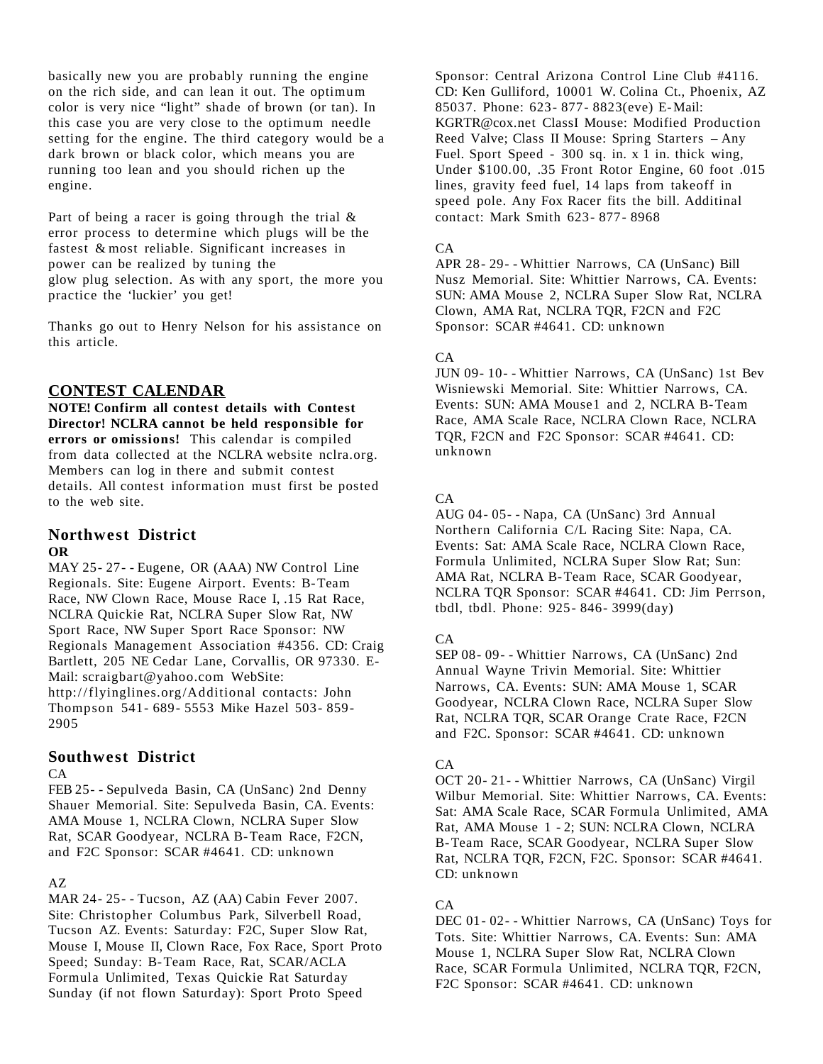basically new you are probably running the engine on the rich side, and can lean it out. The optimum color is very nice "light" shade of brown (or tan). In this case you are very close to the optimum needle setting for the engine. The third category would be a dark brown or black color, which means you are running too lean and you should richen up the engine.

Part of being a racer is going through the trial & error process to determine which plugs will be the fastest & most reliable. Significant increases in power can be realized by tuning the glow plug selection. As with any sport, the more you practice the 'luckier' you get!

Thanks go out to Henry Nelson for his assistance on this article.

## CONTEST CALENDAR

**NOTE! Confirm all contest details with Contest Director! NCLRA cannot be held responsible for errors or omissions!** This calendar is compiled from data collected at the NCLRA website nclra.org. Members can log in there and submit contest details. All contest information must first be posted to the web site.

### Northwest District

**OR**

MAY 25- 27- - Eugene, OR (AAA) NW Control Line Regionals. Site: Eugene Airport. Events: B-Team Race, NW Clown Race, Mouse Race I, .15 Rat Race, NCLRA Quickie Rat, NCLRA Super Slow Rat, NW Sport Race, NW Super Sport Race Sponsor: NW Regionals Management Association #4356. CD: Craig Bartlett, 205 NE Cedar Lane, Corvallis, OR 97330. E-Mail: scraigbart@yahoo.com WebSite: http://flyinglines.org/Additional contacts: John Thompson 541- 689- 5553 Mike Hazel 503- 859-2905

### Southwest District

CA

FEB 25- - Sepulveda Basin, CA (UnSanc) 2nd Denny Shauer Memorial. Site: Sepulveda Basin, CA. Events: AMA Mouse 1, NCLRA Clown, NCLRA Super Slow Rat, SCAR Goodyear, NCLRA B-Team Race, F2CN, and F2C Sponsor: SCAR #4641. CD: unknown

AZ

MAR 24- 25- - Tucson, AZ (AA) Cabin Fever 2007. Site: Christopher Columbus Park, Silverbell Road, Tucson AZ. Events: Saturday: F2C, Super Slow Rat, Mouse I, Mouse II, Clown Race, Fox Race, Sport Proto Speed; Sunday: B-Team Race, Rat, SCAR/ACLA Formula Unlimited, Texas Quickie Rat Saturday Sunday (if not flown Saturday): Sport Proto Speed Sponsor: Central Arizona Control Line Club #4116. CD: Ken Gulliford, 10001 W. Colina Ct., Phoenix, AZ 85037. Phone: 623- 877- 8823(eve) E-Mail: KGRTR@cox.net ClassI Mouse: Modified Production Reed Valve; Class II Mouse: Spring Starters – Any Fuel. Sport Speed - 300 sq. in. x 1 in. thick wing, Under $100.00, .35 Front Rotor Engine, 60 foot .015 lines, gravity feed fuel, 14 laps from takeoff in speed pole. Any Fox Racer fits the bill. Additinal contact: Mark Smith 623- 877- 8968

CA

APR 28- 29- - Whittier Narrows, CA (UnSanc) Bill Nusz Memorial. Site: Whittier Narrows, CA. Events: SUN: AMA Mouse 2, NCLRA Super Slow Rat, NCLRA Clown, AMA Rat, NCLRA TQR, F2CN and F2C Sponsor: SCAR #4641. CD: unknown

CA

JUN 09- 10- - Whittier Narrows, CA (UnSanc) 1st Bev Wisniewski Memorial. Site: Whittier Narrows, CA. Events: SUN: AMA Mouse1 and 2, NCLRA B-Team Race, AMA Scale Race, NCLRA Clown Race, NCLRA TQR, F2CN and F2C Sponsor: SCAR #4641. CD: unknown

CA

AUG 04- 05- - Napa, CA (UnSanc) 3rd Annual Northern California C/L Racing Site: Napa, CA. Events: Sat: AMA Scale Race, NCLRA Clown Race, Formula Unlimited, NCLRA Super Slow Rat; Sun: AMA Rat, NCLRA B-Team Race, SCAR Goodyear, NCLRA TQR Sponsor: SCAR #4641. CD: Jim Perrson, tbdl, tbdl. Phone: 925- 846- 3999(day)

CA

SEP 08- 09- - Whittier Narrows, CA (UnSanc) 2nd Annual Wayne Trivin Memorial. Site: Whittier Narrows, CA. Events: SUN: AMA Mouse 1, SCAR Goodyear, NCLRA Clown Race, NCLRA Super Slow Rat, NCLRA TQR, SCAR Orange Crate Race, F2CN and F2C. Sponsor: SCAR #4641. CD: unknown

CA

OCT 20- 21- - Whittier Narrows, CA (UnSanc) Virgil Wilbur Memorial. Site: Whittier Narrows, CA. Events: Sat: AMA Scale Race, SCAR Formula Unlimited, AMA Rat, AMA Mouse 1 - 2; SUN: NCLRA Clown, NCLRA B-Team Race, SCAR Goodyear, NCLRA Super Slow Rat, NCLRA TQR, F2CN, F2C. Sponsor: SCAR #4641. CD: unknown

CA

DEC 01- 02- - Whittier Narrows, CA (UnSanc) Toys for Tots. Site: Whittier Narrows, CA. Events: Sun: AMA Mouse 1, NCLRA Super Slow Rat, NCLRA Clown Race, SCAR Formula Unlimited, NCLRA TQR, F2CN, F2C Sponsor: SCAR #4641. CD: unknown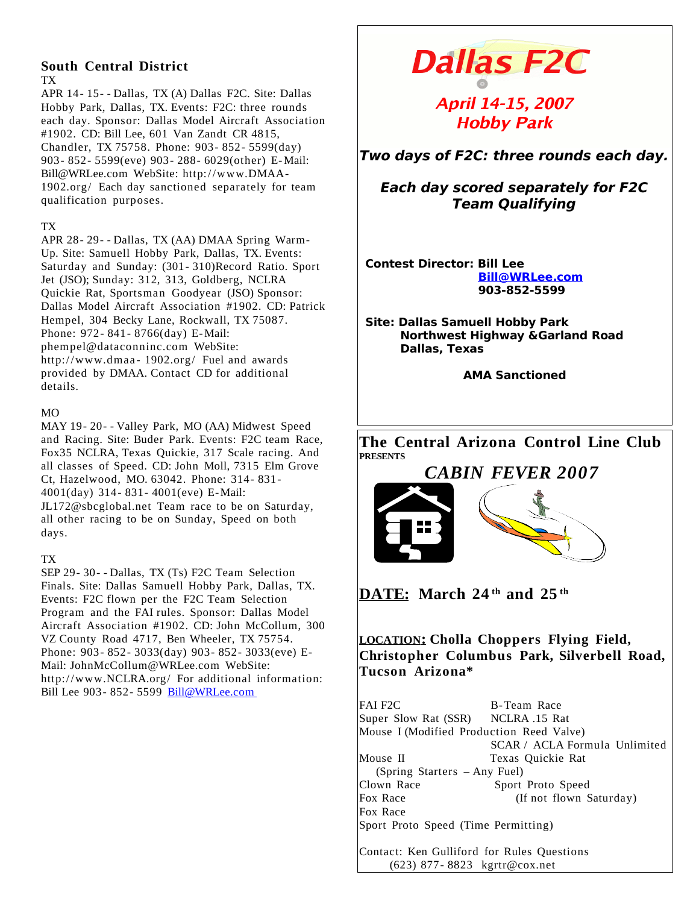## South Central District

TX

APR 14- 15- - Dallas, TX (A) Dallas F2C. Site: Dallas Hobby Park, Dallas, TX. Events: F2C: three rounds each day. Sponsor: Dallas Model Aircraft Association #1902. CD: Bill Lee, 601 Van Zandt CR 4815, Chandler, TX 75758. Phone: 903- 852- 5599(day) 903- 852- 5599(eve) 903- 288- 6029(other) E-Mail: Bill@WRLee.com WebSite: http://www.DMAA-1902.org/ Each day sanctioned separately for team qualification purposes.

TX

APR 28- 29- - Dallas, TX (AA) DMAA Spring Warm-Up. Site: Samuell Hobby Park, Dallas, TX. Events: Saturday and Sunday: (301- 310)Record Ratio. Sport Jet (JSO); Sunday: 312, 313, Goldberg, NCLRA Quickie Rat, Sportsman Goodyear (JSO) Sponsor: Dallas Model Aircraft Association #1902. CD: Patrick Hempel, 304 Becky Lane, Rockwall, TX 75087. Phone: 972- 841- 8766(day) E-Mail: phempel@dataconninc.com WebSite: http://www.dmaa- 1902.org/ Fuel and awards provided by DMAA. Contact CD for additional details.

MO

MAY 19- 20- - Valley Park, MO (AA) Midwest Speed and Racing. Site: Buder Park. Events: F2C team Race, Fox35 NCLRA, Texas Quickie, 317 Scale racing. And all classes of Speed. CD: John Moll, 7315 Elm Grove Ct, Hazelwood, MO. 63042. Phone: 314- 831-4001(day) 314- 831- 4001(eve) E-Mail: JL172@sbcglobal.net Team race to be on Saturday, all other racing to be on Sunday, Speed on both days.

TX

SEP 29- 30- - Dallas, TX (Ts) F2C Team Selection Finals. Site: Dallas Samuell Hobby Park, Dallas, TX. Events: F2C flown per the F2C Team Selection Program and the FAI rules. Sponsor: Dallas Model Aircraft Association #1902. CD: John McCollum, 300 VZ County Road 4717, Ben Wheeler, TX 75754. Phone: 903- 852- 3033(day) 903- 852- 3033(eve) E-Mail: JohnMcCollum@WRLee.com WebSite: http://www.NCLRA.org/ For additional information: Bill Lee 903- 852- 5599 Bill@WRLee.com

---

# Dallas F2C

***April 14-15, 2007***
***Hobby Park***

***Two days of F2C: three rounds each day.***

***Each day scored separately for F2C Team Qualifying***

**Contest Director: Bill Lee**
**Bill@WRLee.com**
**903-852-5599**

**Site: Dallas Samuell Hobby Park**
**Northwest Highway &Garland Road**
**Dallas, Texas**

**AMA Sanctioned**

---

## The Central Arizona Control Line Club

**PRESENTS**

***CABIN FEVER 2007***

**DATE: March 24th and 25th**

**LOCATION: Cholla Choppers Flying Field, Christopher Columbus Park, Silverbell Road, Tucson Arizona***

| | |
|---|---|
| FAI F2C | B-Team Race |
| Super Slow Rat (SSR) | NCLRA .15 Rat |
| Mouse I (Modified Production Reed Valve) | |
| | SCAR / ACLA Formula Unlimited |
| Mouse II | Texas Quickie Rat |
| (Spring Starters – Any Fuel) | |
| Clown Race | Sport Proto Speed |
| Fox Race | (If not flown Saturday) |
| Fox Race | |
| Sport Proto Speed (Time Permitting) | |

Contact: Ken Gulliford for Rules Questions
(623) 877- 8823 kgrtr@cox.net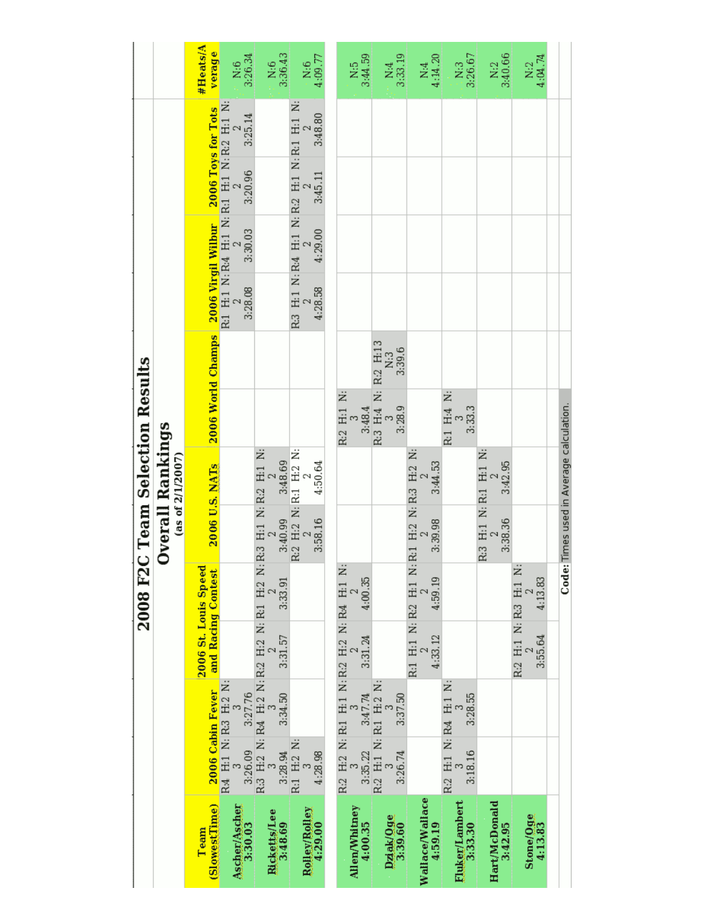# 2008 F2C Team Selection Results

## Overall Rankings

### (as of 2/1/2007)

| Team (SlowestTime) | 2006 Cabin Fever | | 2006 St. Louis Speed and Racing Contest | | 2006 U.S. NATs | | 2006 World Champs | | 2006 Virgil Wilbur | | 2006 Toys for Tots | | #Heats/Average |
|---|---|---|---|---|---|---|---|---|---|---|---|---|---|
| **Ascher/Ascher 3:30.03** | R:4 H:1 N:3 3:26.09 | R:3 H:2 N:3 3:27.76 | | | | | | | R:1 H:1 N:2 3:28.08 | R:4 H:1 N:2 3:30.03 | R:1 H:1 N:2 3:20.96 | R:2 H:1 N:2 3:25.14 | N:6 3:26.34 |
| **Ricketts/Lee 3:48.69** | R:3 H:2 N:3 3:28.94 | R:4 H:2 N:3 3:34.50 | R:2 H:2 N:2 3:31.57 | R:1 H:2 N:2 3:33.91 | R:3 H:1 N:2 3:40.99 | R:2 H:1 N:2 3:48.69 | | | | | | | N:6 3:36.43 |
| **Rolley/Rolley 4:29.00** | R:1 H:2 N:3 4:28.98 | | | | R:2 H:2 N:2 3:58.16 | R:1 H:2 N:2 4:50.64 | | | R:3 H:1 N:2 4:28.58 | R:4 H:1 N:2 4:29.00 | R:2 H:1 N:2 3:45.11 | R:1 H:1 N:2 3:48.80 | N:6 4:09.77 |
| **Allen/Whitney 4:00.35** | R:2 H:2 N:3 3:35.22 | R:1 H:1 N:3 3:47.74 | R:2 H:2 N:2 3:31.24 | R:4 H:1 N:2 4:00.35 | | | R:2 H:1 N:3 3:48.4 | | | | | | N:5 3:44.59 |
| **Dziak/Oge 3:39.60** | R:2 H:1 N:3 3:26.74 | R:1 H:2 N:3 3:37.50 | | | | | R:3 H:4 N:3 3:28.9 | R:2 H:13 N:3 3:39.6 | | | | | N:4 3:33.19 |
| **Wallace/Wallace 4:59.19** | | | R:1 H:1 N:2 4:33.12 | R:2 H:1 N:2 4:59.19 | R:1 H:2 N:2 3:39.98 | R:3 H:2 N:2 3:44.53 | | | | | | | N:4 4:14.20 |
| **Fluker/Lambert 3:33.30** | R:2 H:1 N:3 3:18.16 | R:4 H:1 N:3 3:28.55 | | | | | R:1 H:4 N:3 3:33.3 | | | | | | N:3 3:26.67 |
| **Hart/McDonald 3:42.95** | | | | | R:3 H:1 N:2 3:38.36 | R:1 H:1 N:2 3:42.95 | | | | | | | N:2 3:40.66 |
| **Stone/Oge 4:13.83** | | | R:2 H:1 N:2 3:55.64 | R:3 H:1 N:2 4:13.83 | | | | | | | | | N:2 4:04.74 |

**Code:** Times used in Average calculation.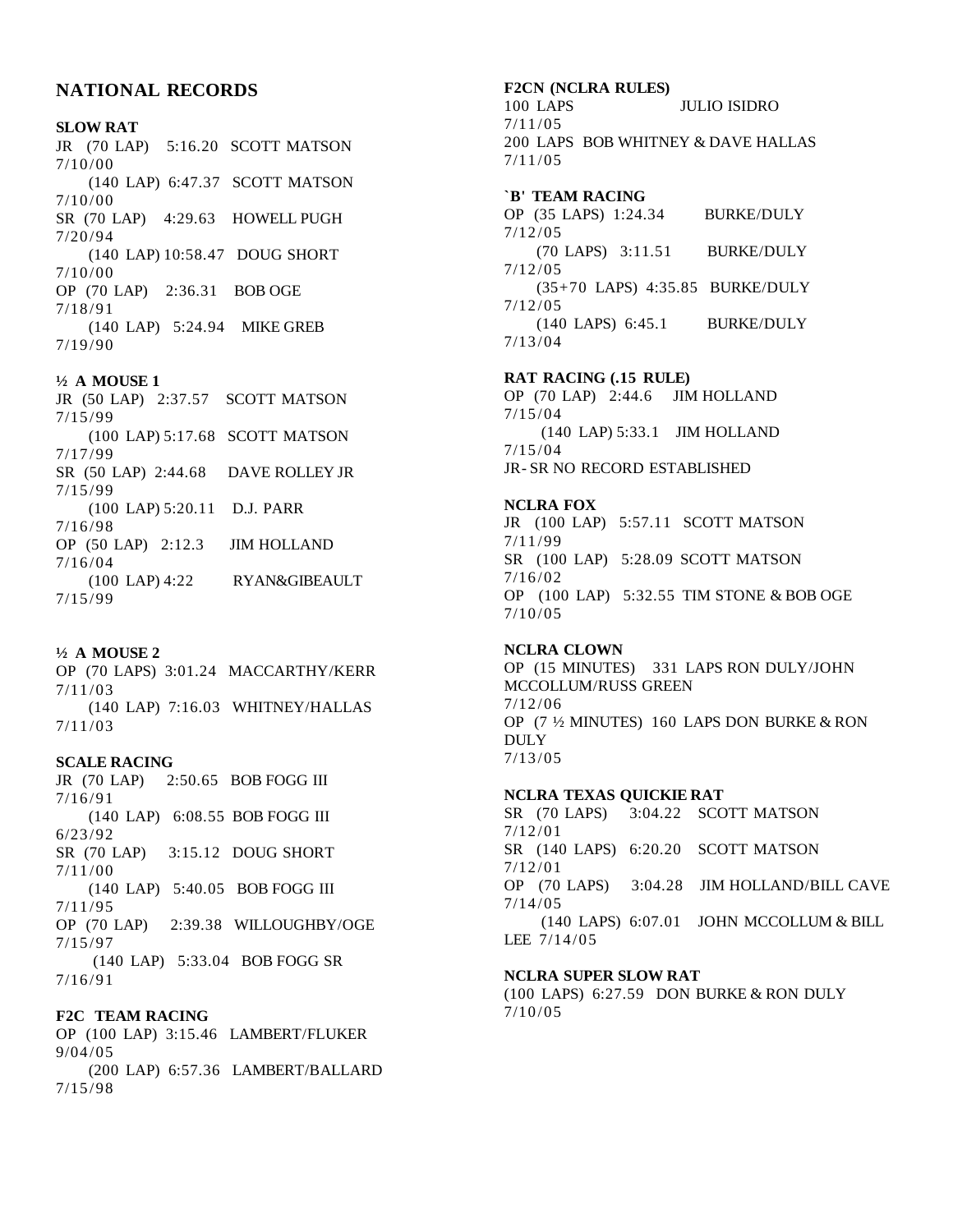## NATIONAL RECORDS

**SLOW RAT**

JR (70 LAP) 5:16.20 SCOTT MATSON 7/10/00
(140 LAP) 6:47.37 SCOTT MATSON 7/10/00
SR (70 LAP) 4:29.63 HOWELL PUGH 7/20/94
(140 LAP) 10:58.47 DOUG SHORT 7/10/00
OP (70 LAP) 2:36.31 BOB OGE 7/18/91
(140 LAP) 5:24.94 MIKE GREB 7/19/90

**½ A MOUSE 1**

JR (50 LAP) 2:37.57 SCOTT MATSON 7/15/99
(100 LAP) 5:17.68 SCOTT MATSON 7/17/99
SR (50 LAP) 2:44.68 DAVE ROLLEY JR 7/15/99
(100 LAP) 5:20.11 D.J. PARR 7/16/98
OP (50 LAP) 2:12.3 JIM HOLLAND 7/16/04
(100 LAP) 4:22 RYAN&GIBEAULT 7/15/99

**½ A MOUSE 2**

OP (70 LAPS) 3:01.24 MACCARTHY/KERR 7/11/03
(140 LAP) 7:16.03 WHITNEY/HALLAS 7/11/03

**SCALE RACING**

JR (70 LAP) 2:50.65 BOB FOGG III 7/16/91
(140 LAP) 6:08.55 BOB FOGG III 6/23/92
SR (70 LAP) 3:15.12 DOUG SHORT 7/11/00
(140 LAP) 5:40.05 BOB FOGG III 7/11/95
OP (70 LAP) 2:39.38 WILLOUGHBY/OGE 7/15/97
(140 LAP) 5:33.04 BOB FOGG SR 7/16/91

**F2C TEAM RACING**

OP (100 LAP) 3:15.46 LAMBERT/FLUKER 9/04/05
(200 LAP) 6:57.36 LAMBERT/BALLARD 7/15/98

**F2CN (NCLRA RULES)**

100 LAPS JULIO ISIDRO 7/11/05
200 LAPS BOB WHITNEY & DAVE HALLAS 7/11/05

**`B' TEAM RACING**

OP (35 LAPS) 1:24.34 BURKE/DULY 7/12/05
(70 LAPS) 3:11.51 BURKE/DULY 7/12/05
(35+70 LAPS) 4:35.85 BURKE/DULY 7/12/05
(140 LAPS) 6:45.1 BURKE/DULY 7/13/04

**RAT RACING (.15 RULE)**

OP (70 LAP) 2:44.6 JIM HOLLAND 7/15/04
(140 LAP) 5:33.1 JIM HOLLAND 7/15/04
JR- SR NO RECORD ESTABLISHED

**NCLRA FOX**

JR (100 LAP) 5:57.11 SCOTT MATSON 7/11/99
SR (100 LAP) 5:28.09 SCOTT MATSON 7/16/02
OP (100 LAP) 5:32.55 TIM STONE & BOB OGE 7/10/05

**NCLRA CLOWN**

OP (15 MINUTES) 331 LAPS RON DULY/JOHN MCCOLLUM/RUSS GREEN 7/12/06
OP (7 ½ MINUTES) 160 LAPS DON BURKE & RON DULY 7/13/05

**NCLRA TEXAS QUICKIE RAT**

SR (70 LAPS) 3:04.22 SCOTT MATSON 7/12/01
SR (140 LAPS) 6:20.20 SCOTT MATSON 7/12/01
OP (70 LAPS) 3:04.28 JIM HOLLAND/BILL CAVE 7/14/05
(140 LAPS) 6:07.01 JOHN MCCOLLUM & BILL LEE 7/14/05

**NCLRA SUPER SLOW RAT**

(100 LAPS) 6:27.59 DON BURKE & RON DULY 7/10/05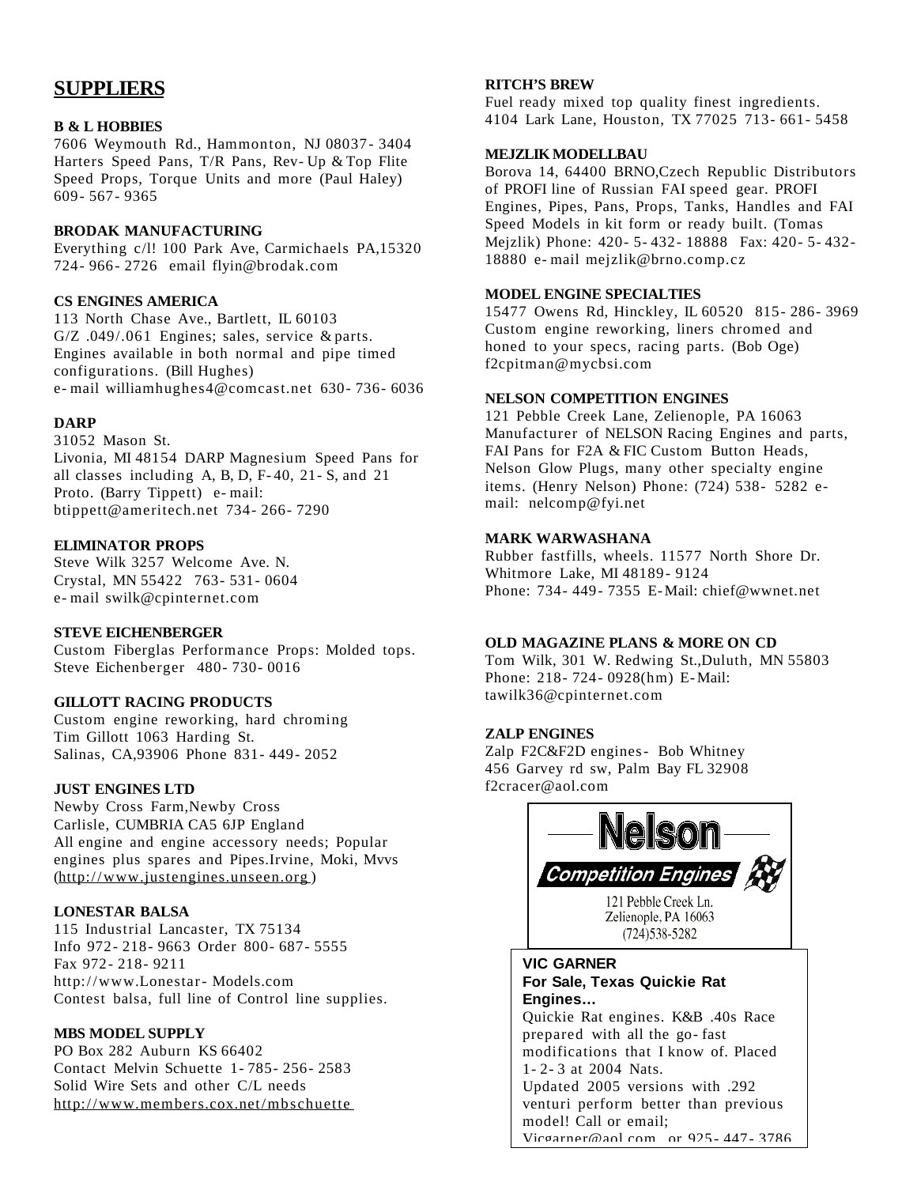## SUPPLIERS

**B & L HOBBIES**
7606 Weymouth Rd., Hammonton, NJ 08037-3404
Harters Speed Pans, T/R Pans, Rev-Up & Top Flite Speed Props, Torque Units and more (Paul Haley) 609-567-9365

**BRODAK MANUFACTURING**
Everything c/l! 100 Park Ave, Carmichaels PA,15320
724-966-2726 email flyin@brodak.com

**CS ENGINES AMERICA**
113 North Chase Ave., Bartlett, IL 60103
G/Z .049/.061 Engines; sales, service & parts. Engines available in both normal and pipe timed configurations. (Bill Hughes)
e-mail williamhughes4@comcast.net 630-736-6036

**DARP**
31052 Mason St.
Livonia, MI 48154 DARP Magnesium Speed Pans for all classes including A, B, D, F-40, 21-S, and 21 Proto. (Barry Tippett) e-mail: btippett@ameritech.net 734-266-7290

**ELIMINATOR PROPS**
Steve Wilk 3257 Welcome Ave. N.
Crystal, MN 55422 763-531-0604
e-mail swilk@cpinternet.com

**STEVE EICHENBERGER**
Custom Fiberglas Performance Props: Molded tops.
Steve Eichenberger 480-730-0016

**GILLOTT RACING PRODUCTS**
Custom engine reworking, hard chroming
Tim Gillott 1063 Harding St.
Salinas, CA,93906 Phone 831-449-2052

**JUST ENGINES LTD**
Newby Cross Farm,Newby Cross
Carlisle, CUMBRIA CA5 6JP England
All engine and engine accessory needs; Popular engines plus spares and Pipes.Irvine, Moki, Mvvs (http://www.justengines.unseen.org)

**LONESTAR BALSA**
115 Industrial Lancaster, TX 75134
Info 972-218-9663 Order 800-687-5555
Fax 972-218-9211
http://www.Lonestar-Models.com
Contest balsa, full line of Control line supplies.

**MBS MODEL SUPPLY**
PO Box 282 Auburn KS 66402
Contact Melvin Schuette 1-785-256-2583
Solid Wire Sets and other C/L needs
http://www.members.cox.net/mbschuette

**RITCH'S BREW**
Fuel ready mixed top quality finest ingredients.
4104 Lark Lane, Houston, TX 77025 713-661-5458

**MEJZLIK MODELLBAU**
Borova 14, 64400 BRNO,Czech Republic Distributors of PROFI line of Russian FAI speed gear. PROFI Engines, Pipes, Pans, Props, Tanks, Handles and FAI Speed Models in kit form or ready built. (Tomas Mejzlik) Phone: 420-5-432-18888 Fax: 420-5-432-18880 e-mail mejzlik@brno.comp.cz

**MODEL ENGINE SPECIALTIES**
15477 Owens Rd, Hinckley, IL 60520 815-286-3969
Custom engine reworking, liners chromed and honed to your specs, racing parts. (Bob Oge)
f2cpitman@mycbsi.com

**NELSON COMPETITION ENGINES**
121 Pebble Creek Lane, Zelienople, PA 16063
Manufacturer of NELSON Racing Engines and parts, FAI Pans for F2A & FIC Custom Button Heads, Nelson Glow Plugs, many other specialty engine items. (Henry Nelson) Phone: (724) 538- 5282 e-mail: nelcomp@fyi.net

**MARK WARWASHANA**
Rubber fastfills, wheels. 11577 North Shore Dr.
Whitmore Lake, MI 48189-9124
Phone: 734-449-7355 E-Mail: chief@wwnet.net

**OLD MAGAZINE PLANS & MORE ON CD**
Tom Wilk, 301 W. Redwing St.,Duluth, MN 55803
Phone: 218-724-0928(hm) E-Mail: tawilk36@cpinternet.com

**ZALP ENGINES**
Zalp F2C&F2D engines- Bob Whitney
456 Garvey rd sw, Palm Bay FL 32908
f2cracer@aol.com

**Nelson**
*Competition Engines*
121 Pebble Creek Ln.
Zelienople, PA 16063
(724)538-5282

**VIC GARNER**
**For Sale, Texas Quickie Rat Engines…**
Quickie Rat engines. K&B .40s Race prepared with all the go-fast modifications that I know of. Placed 1-2-3 at 2004 Nats.
Updated 2005 versions with .292 venturi perform better than previous model! Call or email;
Vicgarner@aol.com or 925-447-3786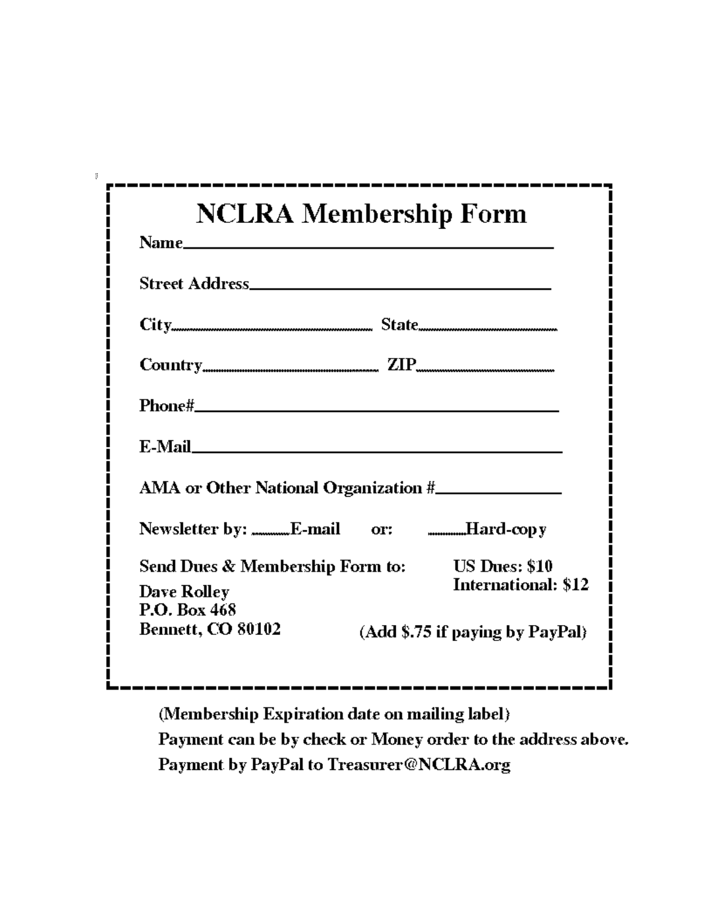# NCLRA Membership Form

Name\_\_\_\_\_\_\_\_\_\_\_\_\_\_\_\_\_\_\_\_\_\_\_\_\_\_\_\_\_\_\_\_\_\_\_\_\_\_\_\_

Street Address\_\_\_\_\_\_\_\_\_\_\_\_\_\_\_\_\_\_\_\_\_\_\_\_\_\_\_\_\_\_\_\_\_\_

City\_\_\_\_\_\_\_\_\_\_\_\_\_\_\_\_\_\_\_\_\_\_ State\_\_\_\_\_\_\_\_\_\_\_\_\_\_\_

Country\_\_\_\_\_\_\_\_\_\_\_\_\_\_\_\_\_\_\_\_ ZIP\_\_\_\_\_\_\_\_\_\_\_\_\_\_\_

Phone#\_\_\_\_\_\_\_\_\_\_\_\_\_\_\_\_\_\_\_\_\_\_\_\_\_\_\_\_\_\_\_\_\_\_\_\_\_\_\_\_

E-Mail\_\_\_\_\_\_\_\_\_\_\_\_\_\_\_\_\_\_\_\_\_\_\_\_\_\_\_\_\_\_\_\_\_\_\_\_\_\_\_\_

AMA or Other National Organization #\_\_\_\_\_\_\_\_\_\_\_\_\_\_

Newsletter by: \_\_\_\_E-mail or: \_\_\_\_Hard-copy

Send Dues & Membership Form to:

Dave Rolley
P.O. Box 468
Bennett, CO 80102

US Dues: $10
International: $12

(Add $.75 if paying by PayPal)

(Membership Expiration date on mailing label)

Payment can be by check or Money order to the address above.

Payment by PayPal to Treasurer@NCLRA.org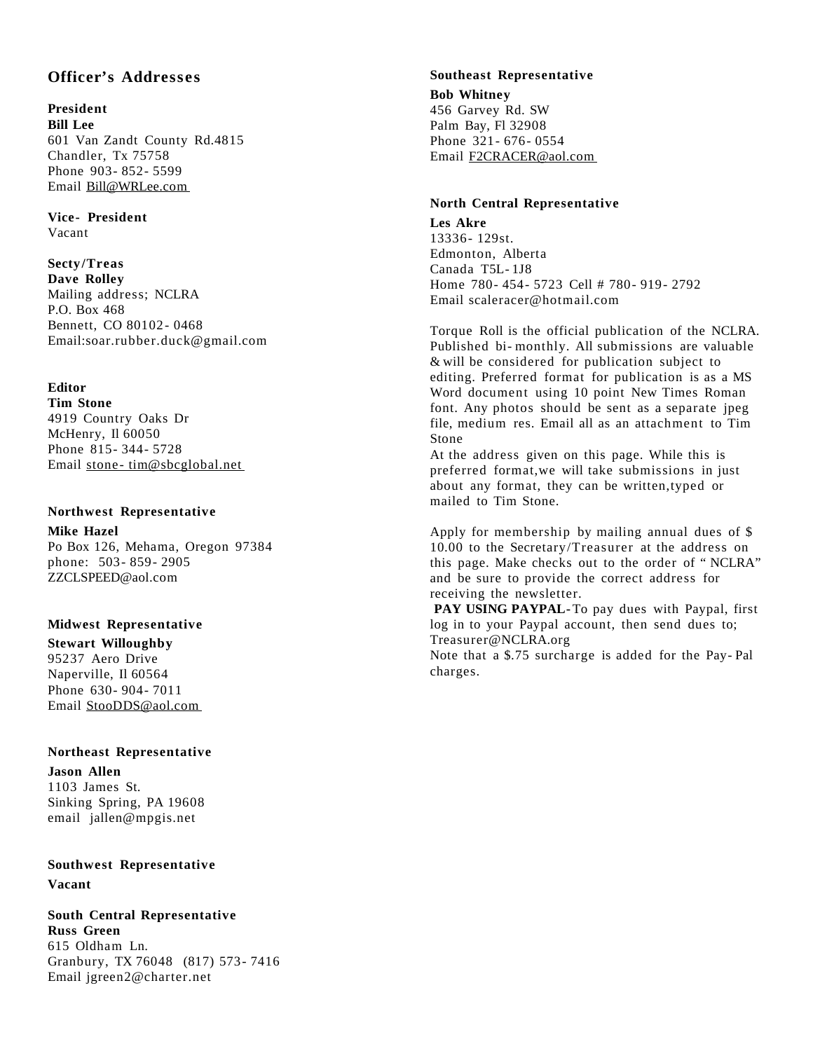## Officer's Addresses

**President**
**Bill Lee**
601 Van Zandt County Rd.4815
Chandler, Tx 75758
Phone 903-852-5599
Email Bill@WRLee.com

**Vice- President**
Vacant

**Secty/Treas**
**Dave Rolley**
Mailing address; NCLRA
P.O. Box 468
Bennett, CO 80102-0468
Email:soar.rubber.duck@gmail.com

**Editor**
**Tim Stone**
4919 Country Oaks Dr
McHenry, Il 60050
Phone 815-344-5728
Email stone-tim@sbcglobal.net

**Northwest Representative**
**Mike Hazel**
Po Box 126, Mehama, Oregon 97384
phone: 503-859-2905
ZZCLSPEED@aol.com

**Midwest Representative**
**Stewart Willoughby**
95237 Aero Drive
Naperville, Il 60564
Phone 630-904-7011
Email StooDDS@aol.com

**Northeast Representative**
**Jason Allen**
1103 James St.
Sinking Spring, PA 19608
email jallen@mpgis.net

**Southwest Representative**
**Vacant**

**South Central Representative**
**Russ Green**
615 Oldham Ln.
Granbury, TX 76048 (817) 573-7416
Email jgreen2@charter.net

**Southeast Representative**
**Bob Whitney**
456 Garvey Rd. SW
Palm Bay, Fl 32908
Phone 321-676-0554
Email F2CRACER@aol.com

**North Central Representative**
**Les Akre**
13336-129st.
Edmonton, Alberta
Canada T5L-1J8
Home 780-454-5723 Cell # 780-919-2792
Email scaleracer@hotmail.com

Torque Roll is the official publication of the NCLRA. Published bi-monthly. All submissions are valuable & will be considered for publication subject to editing. Preferred format for publication is as a MS Word document using 10 point New Times Roman font. Any photos should be sent as a separate jpeg file, medium res. Email all as an attachment to Tim Stone
At the address given on this page. While this is preferred format,we will take submissions in just about any format, they can be written,typed or mailed to Tim Stone.

Apply for membership by mailing annual dues of $ 10.00 to the Secretary/Treasurer at the address on this page. Make checks out to the order of " NCLRA" and be sure to provide the correct address for receiving the newsletter.
**PAY USING PAYPAL**-To pay dues with Paypal, first log in to your Paypal account, then send dues to; Treasurer@NCLRA.org
Note that a $.75 surcharge is added for the Pay-Pal charges.